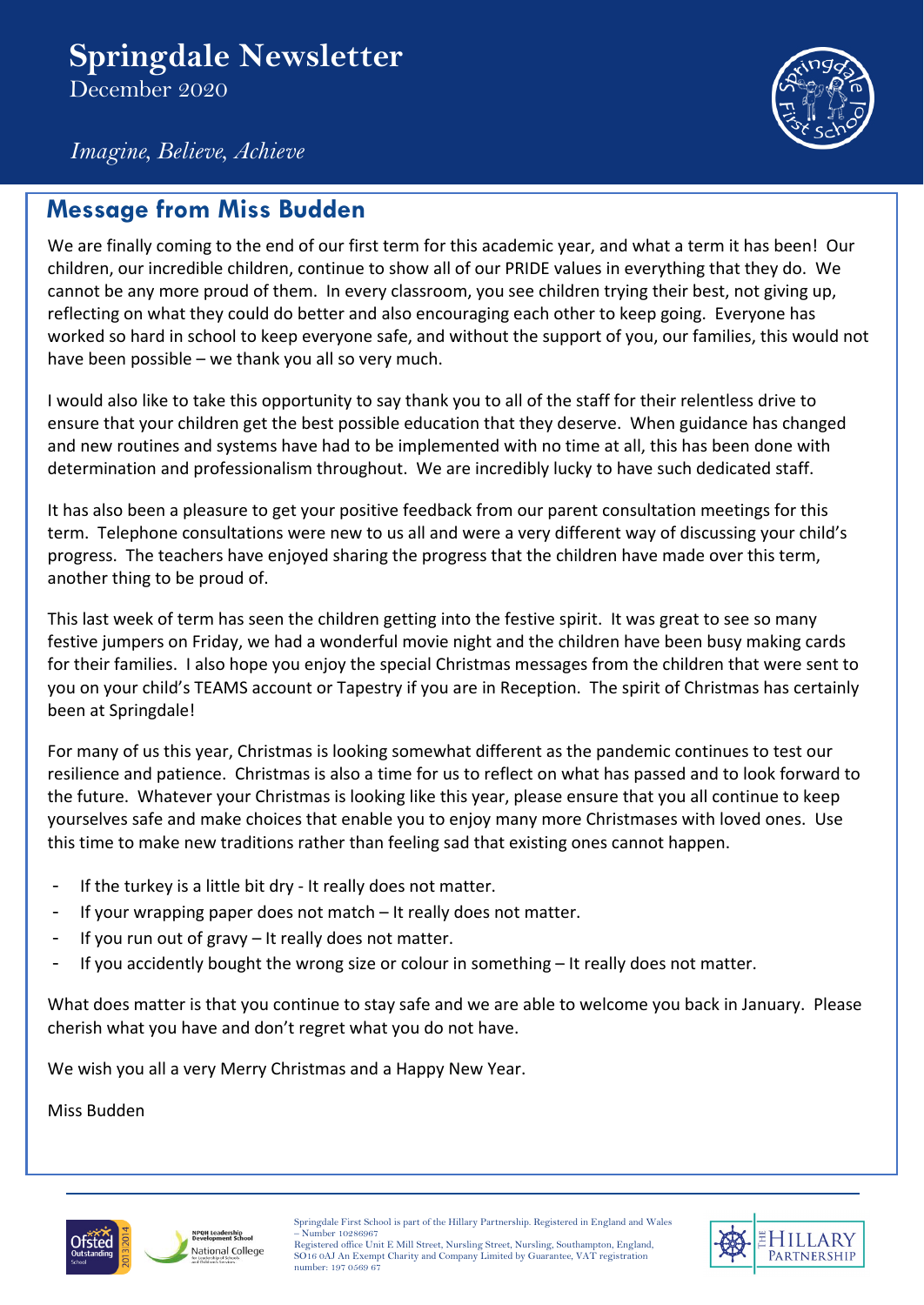# Springdale Newsletter

December 2020

*Imagine, Believe, Achieve*

## Message from Miss Budden

We are finally coming to the end of our first term for this academic year, and what a term it has been! Our children, our incredible children, continue to show all of our PRIDE values in everything that they do. We cannot be any more proud of them. In every classroom, you see children trying their best, not giving up, reflecting on what they could do better and also encouraging each other to keep going. Everyone has worked so hard in school to keep everyone safe, and without the support of you, our families, this would not have been possible – we thank you all so very much.

I would also like to take this opportunity to say thank you to all of the staff for their relentless drive to ensure that your children get the best possible education that they deserve. When guidance has changed and new routines and systems have had to be implemented with no time at all, this has been done with determination and professionalism throughout. We are incredibly lucky to have such dedicated staff.

It has also been a pleasure to get your positive feedback from our parent consultation meetings for this term. Telephone consultations were new to us all and were a very different way of discussing your child's progress. The teachers have enjoyed sharing the progress that the children have made over this term, another thing to be proud of.

This last week of term has seen the children getting into the festive spirit. It was great to see so many festive jumpers on Friday, we had a wonderful movie night and the children have been busy making cards for their families. I also hope you enjoy the special Christmas messages from the children that were sent to you on your child's TEAMS account or Tapestry if you are in Reception. The spirit of Christmas has certainly been at Springdale!

For many of us this year, Christmas is looking somewhat different as the pandemic continues to test our resilience and patience. Christmas is also a time for us to reflect on what has passed and to look forward to the future. Whatever your Christmas is looking like this year, please ensure that you all continue to keep yourselves safe and make choices that enable you to enjoy many more Christmases with loved ones. Use this time to make new traditions rather than feeling sad that existing ones cannot happen.

- If the turkey is a little bit dry - It really does not matter.
- If your wrapping paper does not match – It really does not matter.
- If you run out of gravy – It really does not matter.
- If you accidently bought the wrong size or colour in something – It really does not matter.

What does matter is that you continue to stay safe and we are able to welcome you back in January. Please cherish what you have and don't regret what you do not have.

We wish you all a very Merry Christmas and a Happy New Year.

Miss Budden

Springdale First School is part of the Hillary Partnership. Registered in England and Wales – Number 10286967
Registered office Unit E Mill Street, Nursling Street, Nursling, Southampton, England, SO16 0AJ An Exempt Charity and Company Limited by Guarantee, VAT registration number: 197 0569 67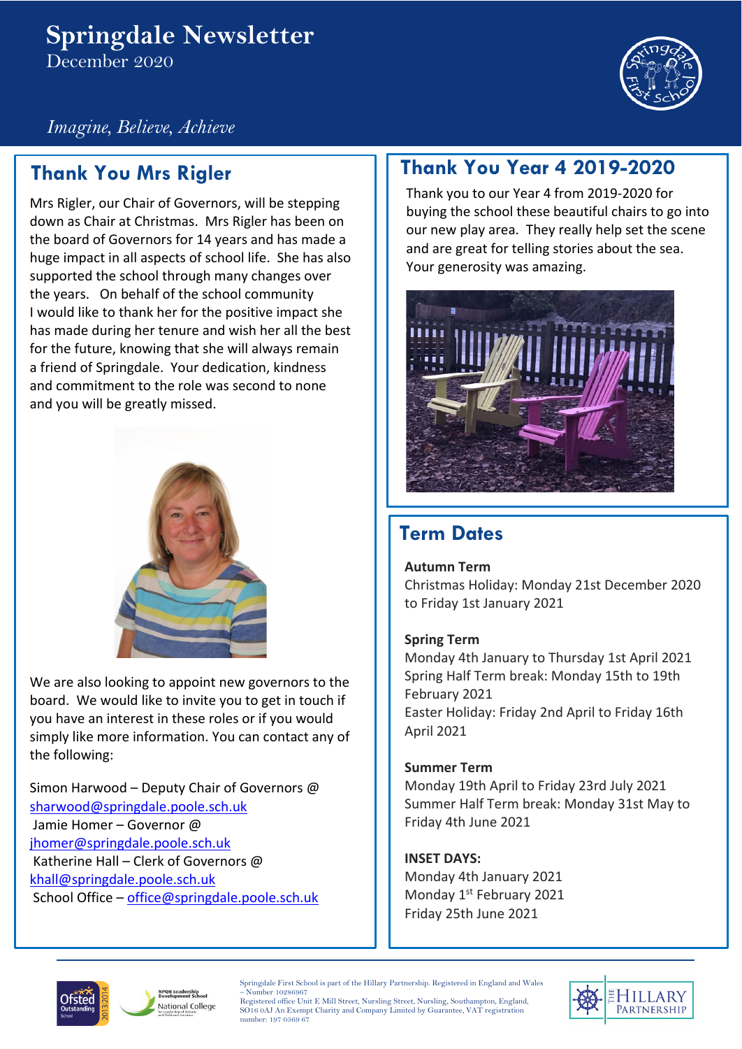# Springdale Newsletter

December 2020

*Imagine, Believe, Achieve*

## Thank You Mrs Rigler

Mrs Rigler, our Chair of Governors, will be stepping down as Chair at Christmas. Mrs Rigler has been on the board of Governors for 14 years and has made a huge impact in all aspects of school life. She has also supported the school through many changes over the years. On behalf of the school community I would like to thank her for the positive impact she has made during her tenure and wish her all the best for the future, knowing that she will always remain a friend of Springdale. Your dedication, kindness and commitment to the role was second to none and you will be greatly missed.

We are also looking to appoint new governors to the board. We would like to invite you to get in touch if you have an interest in these roles or if you would simply like more information. You can contact any of the following:

Simon Harwood – Deputy Chair of Governors @ sharwood@springdale.poole.sch.uk
Jamie Homer – Governor @ jhomer@springdale.poole.sch.uk
Katherine Hall – Clerk of Governors @ khall@springdale.poole.sch.uk
School Office – office@springdale.poole.sch.uk

## Thank You Year 4 2019-2020

Thank you to our Year 4 from 2019-2020 for buying the school these beautiful chairs to go into our new play area. They really help set the scene and are great for telling stories about the sea. Your generosity was amazing.

## Term Dates

**Autumn Term**
Christmas Holiday: Monday 21st December 2020 to Friday 1st January 2021

**Spring Term**
Monday 4th January to Thursday 1st April 2021
Spring Half Term break: Monday 15th to 19th February 2021
Easter Holiday: Friday 2nd April to Friday 16th April 2021

**Summer Term**
Monday 19th April to Friday 23rd July 2021
Summer Half Term break: Monday 31st May to Friday 4th June 2021

**INSET DAYS:**
Monday 4th January 2021
Monday 1st February 2021
Friday 25th June 2021

Springdale First School is part of the Hillary Partnership. Registered in England and Wales – Number 10286967
Registered office Unit E Mill Street, Nursling Street, Nursling, Southampton, England, SO16 0AJ An Exempt Charity and Company Limited by Guarantee, VAT registration number: 197 0569 67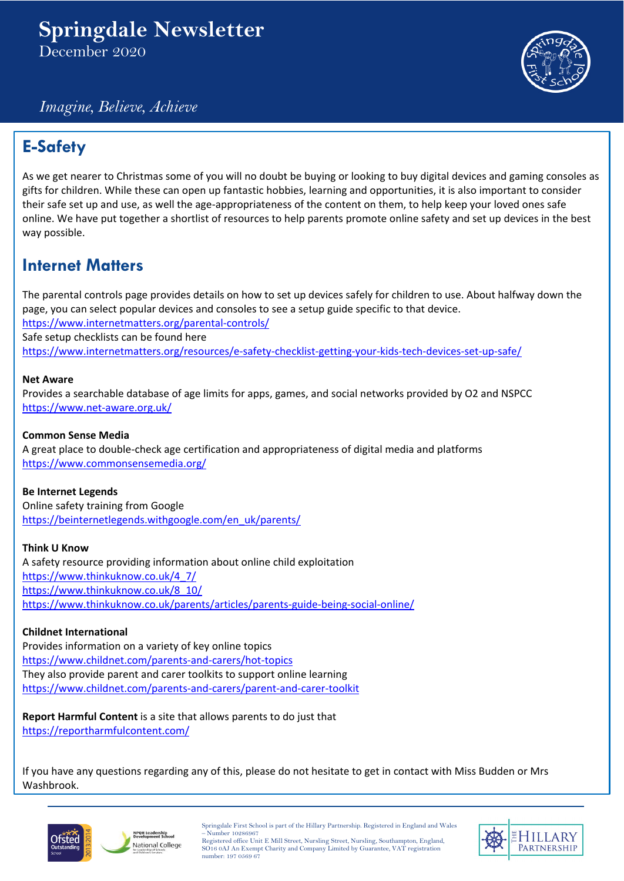# Springdale Newsletter

December 2020

*Imagine, Believe, Achieve*

## E-Safety

As we get nearer to Christmas some of you will no doubt be buying or looking to buy digital devices and gaming consoles as gifts for children. While these can open up fantastic hobbies, learning and opportunities, it is also important to consider their safe set up and use, as well the age-appropriateness of the content on them, to help keep your loved ones safe online. We have put together a shortlist of resources to help parents promote online safety and set up devices in the best way possible.

## Internet Matters

The parental controls page provides details on how to set up devices safely for children to use. About halfway down the page, you can select popular devices and consoles to see a setup guide specific to that device.
https://www.internetmatters.org/parental-controls/
Safe setup checklists can be found here
https://www.internetmatters.org/resources/e-safety-checklist-getting-your-kids-tech-devices-set-up-safe/

**Net Aware**
Provides a searchable database of age limits for apps, games, and social networks provided by O2 and NSPCC
https://www.net-aware.org.uk/

**Common Sense Media**
A great place to double-check age certification and appropriateness of digital media and platforms
https://www.commonsensemedia.org/

**Be Internet Legends**
Online safety training from Google
https://beinternetlegends.withgoogle.com/en_uk/parents/

**Think U Know**
A safety resource providing information about online child exploitation
https://www.thinkuknow.co.uk/4_7/
https://www.thinkuknow.co.uk/8_10/
https://www.thinkuknow.co.uk/parents/articles/parents-guide-being-social-online/

**Childnet International**
Provides information on a variety of key online topics
https://www.childnet.com/parents-and-carers/hot-topics
They also provide parent and carer toolkits to support online learning
https://www.childnet.com/parents-and-carers/parent-and-carer-toolkit

**Report Harmful Content** is a site that allows parents to do just that
https://reportharmfulcontent.com/

If you have any questions regarding any of this, please do not hesitate to get in contact with Miss Budden or Mrs Washbrook.

Springdale First School is part of the Hillary Partnership. Registered in England and Wales – Number 10286967
Registered office Unit E Mill Street, Nursling Street, Nursling, Southampton, England, SO16 0AJ An Exempt Charity and Company Limited by Guarantee, VAT registration number: 197 0569 67